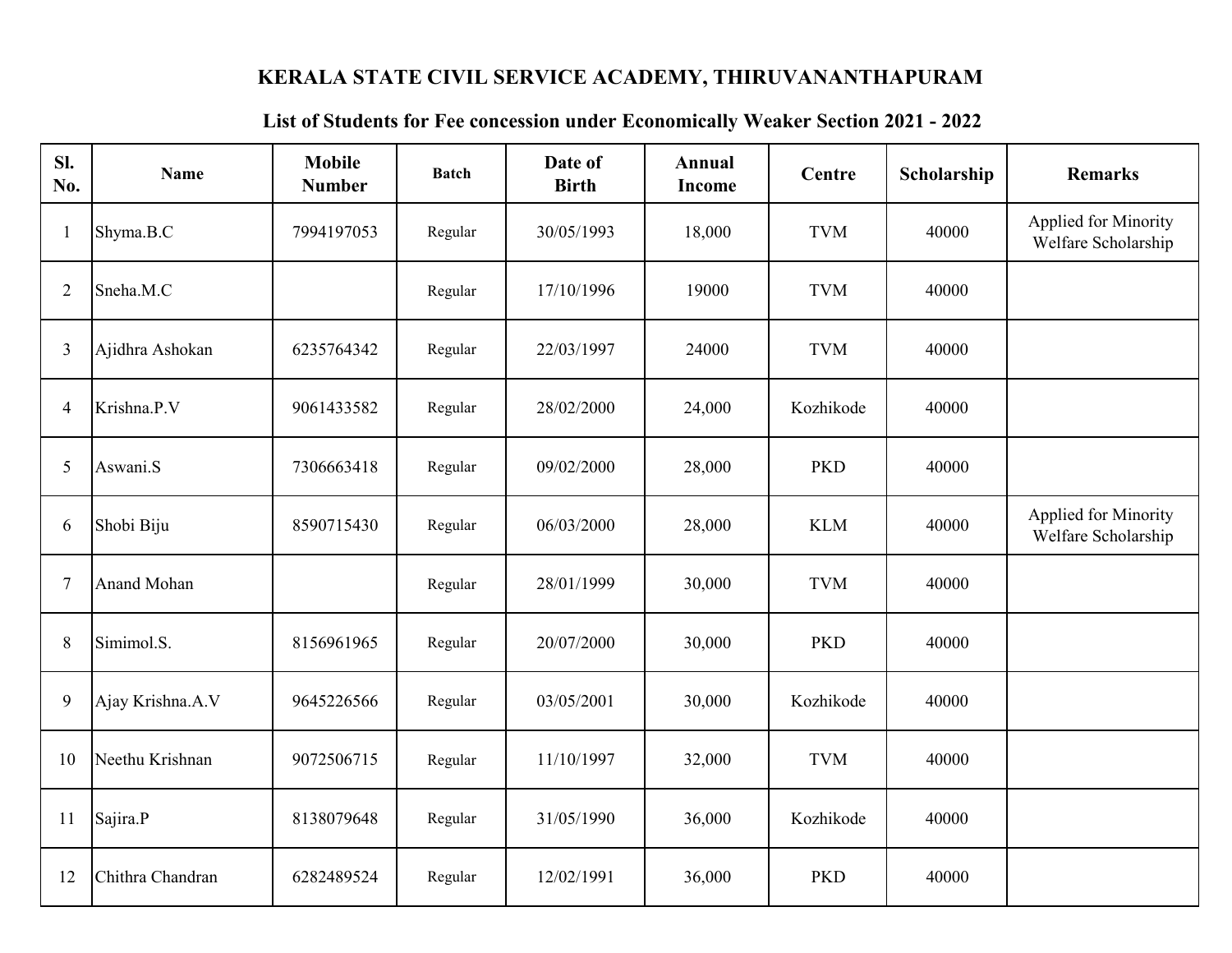# KERALA STATE CIVIL SERVICE ACADEMY, THIRUVANANTHAPURAM

## List of Students for Fee concession under Economically Weaker Section 2021 - 2022

| Sl. No. | Name | Mobile Number | Batch | Date of Birth | Annual Income | Centre | Scholarship | Remarks |
|---|---|---|---|---|---|---|---|---|
| 1 | Shyma.B.C | 7994197053 | Regular | 30/05/1993 | 18,000 | TVM | 40000 | Applied for Minority Welfare Scholarship |
| 2 | Sneha.M.C | | Regular | 17/10/1996 | 19000 | TVM | 40000 | |
| 3 | Ajidhra Ashokan | 6235764342 | Regular | 22/03/1997 | 24000 | TVM | 40000 | |
| 4 | Krishna.P.V | 9061433582 | Regular | 28/02/2000 | 24,000 | Kozhikode | 40000 | |
| 5 | Aswani.S | 7306663418 | Regular | 09/02/2000 | 28,000 | PKD | 40000 | |
| 6 | Shobi Biju | 8590715430 | Regular | 06/03/2000 | 28,000 | KLM | 40000 | Applied for Minority Welfare Scholarship |
| 7 | Anand Mohan | | Regular | 28/01/1999 | 30,000 | TVM | 40000 | |
| 8 | Simimol.S. | 8156961965 | Regular | 20/07/2000 | 30,000 | PKD | 40000 | |
| 9 | Ajay Krishna.A.V | 9645226566 | Regular | 03/05/2001 | 30,000 | Kozhikode | 40000 | |
| 10 | Neethu Krishnan | 9072506715 | Regular | 11/10/1997 | 32,000 | TVM | 40000 | |
| 11 | Sajira.P | 8138079648 | Regular | 31/05/1990 | 36,000 | Kozhikode | 40000 | |
| 12 | Chithra Chandran | 6282489524 | Regular | 12/02/1991 | 36,000 | PKD | 40000 | |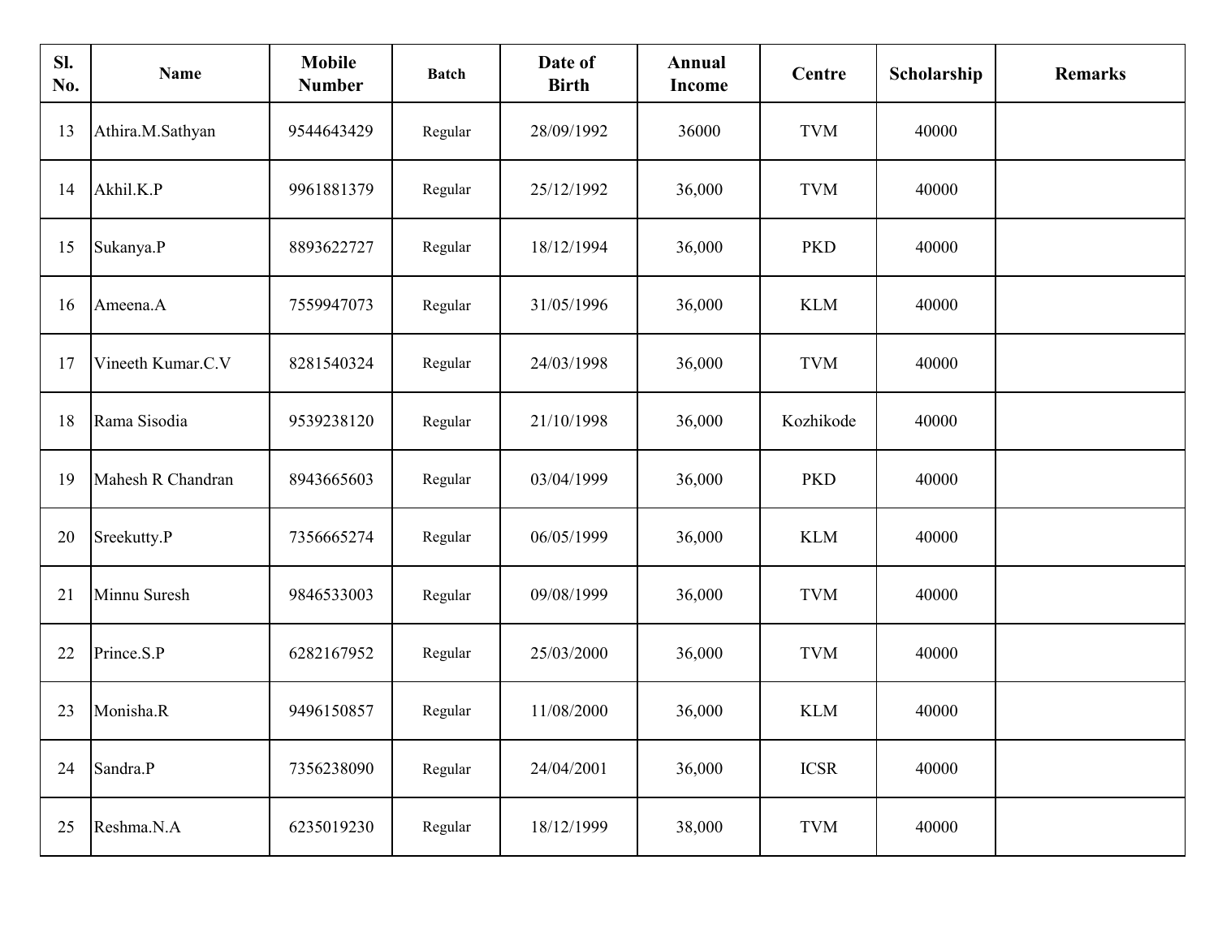| Sl. No. | Name | Mobile Number | Batch | Date of Birth | Annual Income | Centre | Scholarship | Remarks |
|---|---|---|---|---|---|---|---|---|
| 13 | Athira.M.Sathyan | 9544643429 | Regular | 28/09/1992 | 36000 | TVM | 40000 | |
| 14 | Akhil.K.P | 9961881379 | Regular | 25/12/1992 | 36,000 | TVM | 40000 | |
| 15 | Sukanya.P | 8893622727 | Regular | 18/12/1994 | 36,000 | PKD | 40000 | |
| 16 | Ameena.A | 7559947073 | Regular | 31/05/1996 | 36,000 | KLM | 40000 | |
| 17 | Vineeth Kumar.C.V | 8281540324 | Regular | 24/03/1998 | 36,000 | TVM | 40000 | |
| 18 | Rama Sisodia | 9539238120 | Regular | 21/10/1998 | 36,000 | Kozhikode | 40000 | |
| 19 | Mahesh R Chandran | 8943665603 | Regular | 03/04/1999 | 36,000 | PKD | 40000 | |
| 20 | Sreekutty.P | 7356665274 | Regular | 06/05/1999 | 36,000 | KLM | 40000 | |
| 21 | Minnu Suresh | 9846533003 | Regular | 09/08/1999 | 36,000 | TVM | 40000 | |
| 22 | Prince.S.P | 6282167952 | Regular | 25/03/2000 | 36,000 | TVM | 40000 | |
| 23 | Monisha.R | 9496150857 | Regular | 11/08/2000 | 36,000 | KLM | 40000 | |
| 24 | Sandra.P | 7356238090 | Regular | 24/04/2001 | 36,000 | ICSR | 40000 | |
| 25 | Reshma.N.A | 6235019230 | Regular | 18/12/1999 | 38,000 | TVM | 40000 | |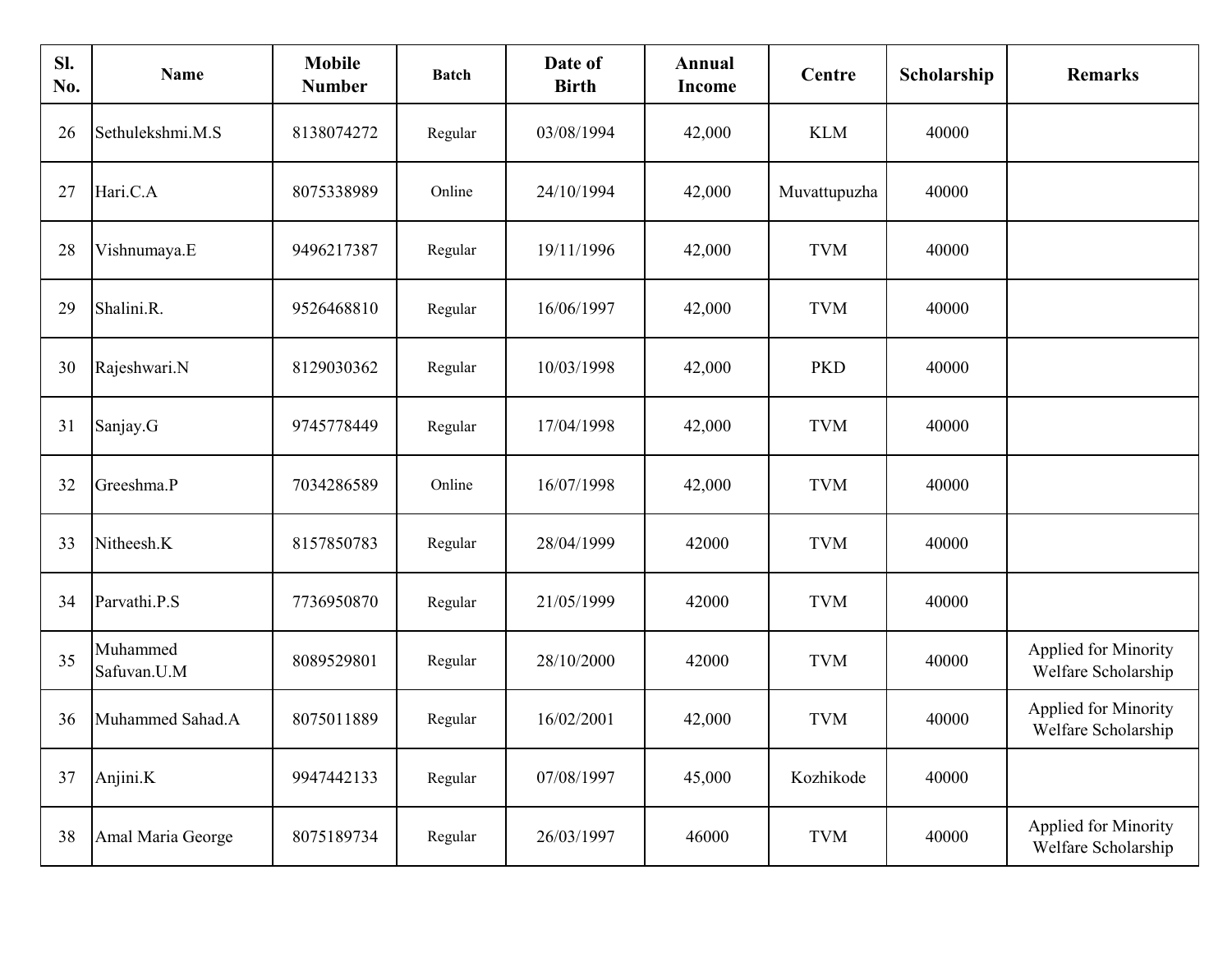| Sl. No. | Name | Mobile Number | Batch | Date of Birth | Annual Income | Centre | Scholarship | Remarks |
|---|---|---|---|---|---|---|---|---|
| 26 | Sethulekshmi.M.S | 8138074272 | Regular | 03/08/1994 | 42,000 | KLM | 40000 | |
| 27 | Hari.C.A | 8075338989 | Online | 24/10/1994 | 42,000 | Muvattupuzha | 40000 | |
| 28 | Vishnumaya.E | 9496217387 | Regular | 19/11/1996 | 42,000 | TVM | 40000 | |
| 29 | Shalini.R. | 9526468810 | Regular | 16/06/1997 | 42,000 | TVM | 40000 | |
| 30 | Rajeshwari.N | 8129030362 | Regular | 10/03/1998 | 42,000 | PKD | 40000 | |
| 31 | Sanjay.G | 9745778449 | Regular | 17/04/1998 | 42,000 | TVM | 40000 | |
| 32 | Greeshma.P | 7034286589 | Online | 16/07/1998 | 42,000 | TVM | 40000 | |
| 33 | Nitheesh.K | 8157850783 | Regular | 28/04/1999 | 42000 | TVM | 40000 | |
| 34 | Parvathi.P.S | 7736950870 | Regular | 21/05/1999 | 42000 | TVM | 40000 | |
| 35 | Muhammed Safuvan.U.M | 8089529801 | Regular | 28/10/2000 | 42000 | TVM | 40000 | Applied for Minority Welfare Scholarship |
| 36 | Muhammed Sahad.A | 8075011889 | Regular | 16/02/2001 | 42,000 | TVM | 40000 | Applied for Minority Welfare Scholarship |
| 37 | Anjini.K | 9947442133 | Regular | 07/08/1997 | 45,000 | Kozhikode | 40000 | |
| 38 | Amal Maria George | 8075189734 | Regular | 26/03/1997 | 46000 | TVM | 40000 | Applied for Minority Welfare Scholarship |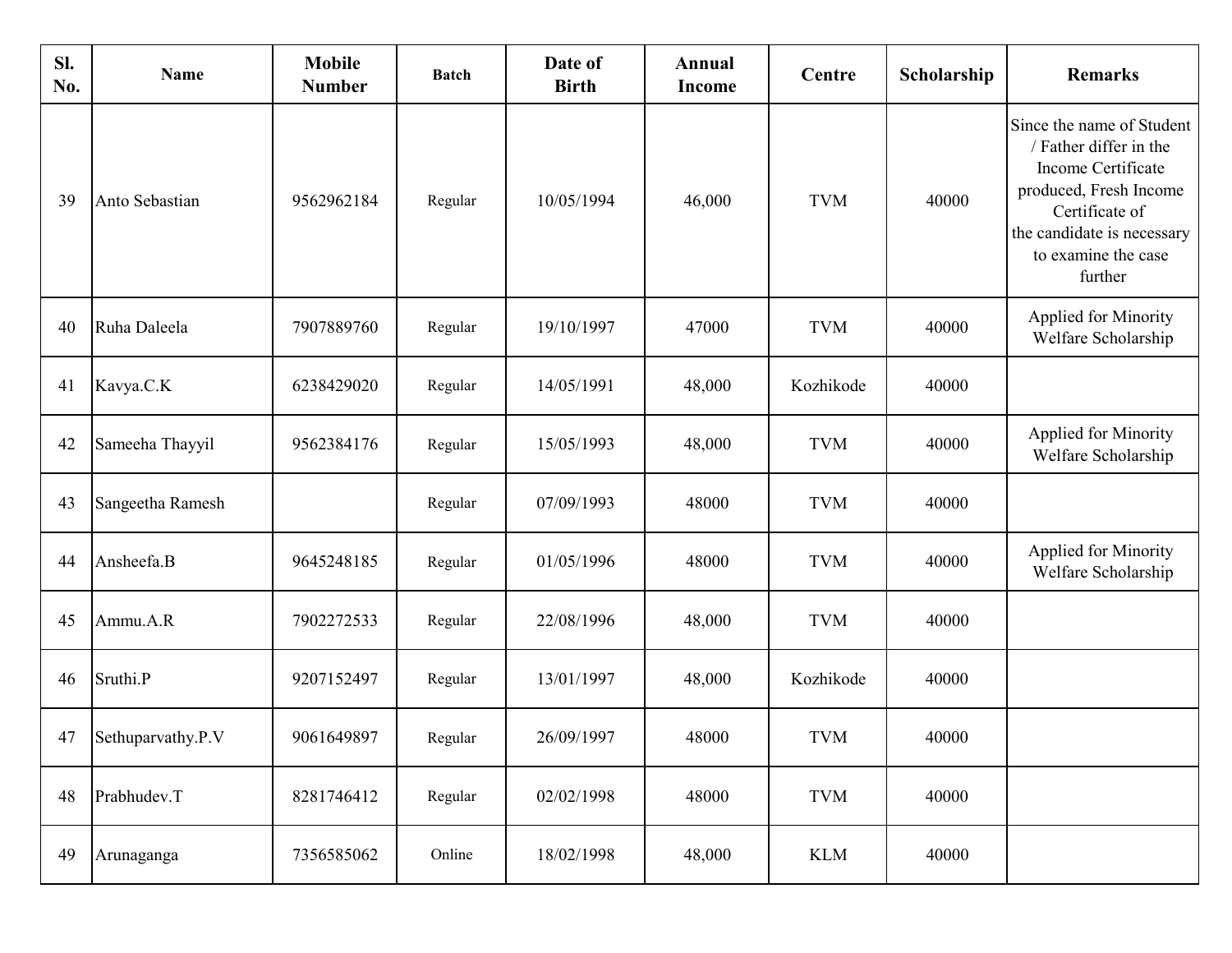| Sl. No. | Name | Mobile Number | Batch | Date of Birth | Annual Income | Centre | Scholarship | Remarks |
|---|---|---|---|---|---|---|---|---|
| 39 | Anto Sebastian | 9562962184 | Regular | 10/05/1994 | 46,000 | TVM | 40000 | Since the name of Student / Father differ in the Income Certificate produced, Fresh Income Certificate of the candidate is necessary to examine the case further |
| 40 | Ruha Daleela | 7907889760 | Regular | 19/10/1997 | 47000 | TVM | 40000 | Applied for Minority Welfare Scholarship |
| 41 | Kavya.C.K | 6238429020 | Regular | 14/05/1991 | 48,000 | Kozhikode | 40000 | |
| 42 | Sameeha Thayyil | 9562384176 | Regular | 15/05/1993 | 48,000 | TVM | 40000 | Applied for Minority Welfare Scholarship |
| 43 | Sangeetha Ramesh | | Regular | 07/09/1993 | 48000 | TVM | 40000 | |
| 44 | Ansheefa.B | 9645248185 | Regular | 01/05/1996 | 48000 | TVM | 40000 | Applied for Minority Welfare Scholarship |
| 45 | Ammu.A.R | 7902272533 | Regular | 22/08/1996 | 48,000 | TVM | 40000 | |
| 46 | Sruthi.P | 9207152497 | Regular | 13/01/1997 | 48,000 | Kozhikode | 40000 | |
| 47 | Sethuparvathy.P.V | 9061649897 | Regular | 26/09/1997 | 48000 | TVM | 40000 | |
| 48 | Prabhudev.T | 8281746412 | Regular | 02/02/1998 | 48000 | TVM | 40000 | |
| 49 | Arunaganga | 7356585062 | Online | 18/02/1998 | 48,000 | KLM | 40000 | |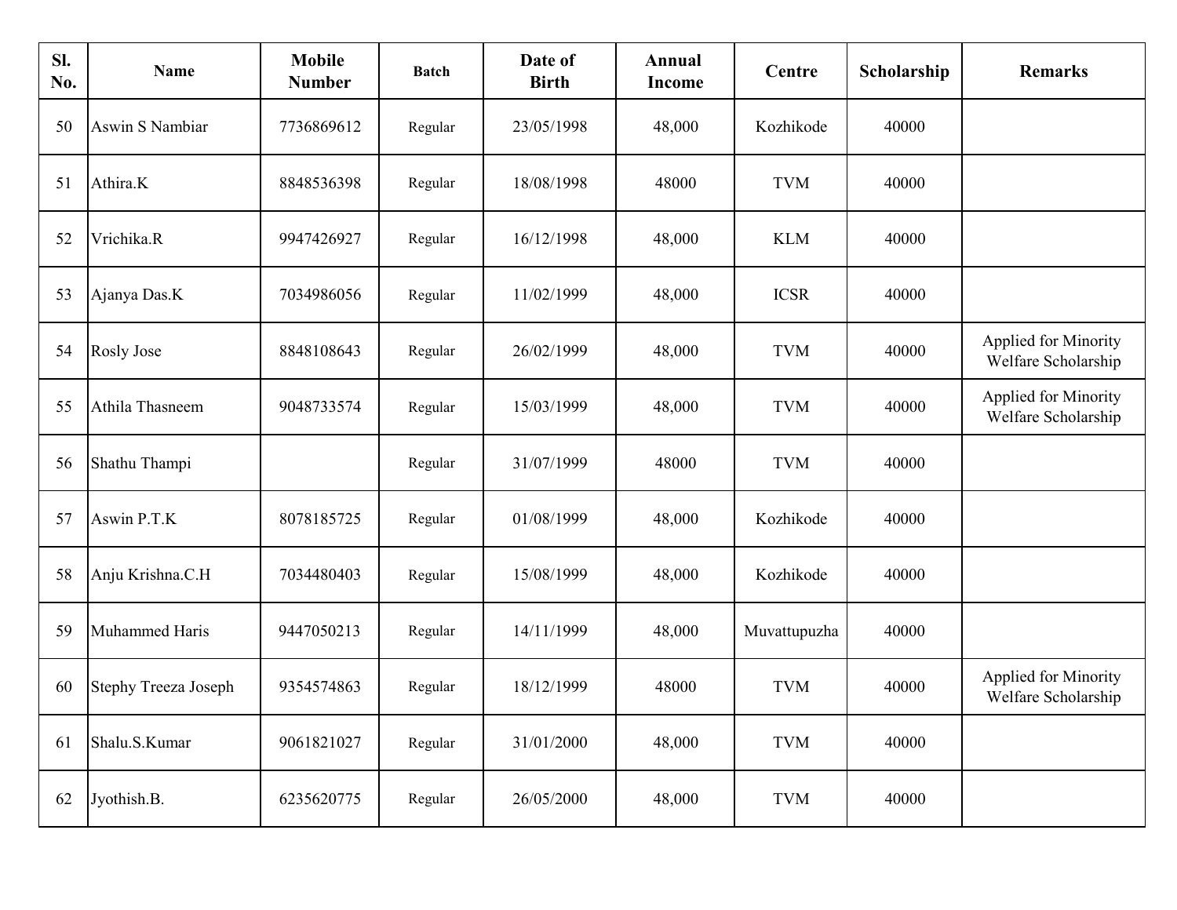| Sl. No. | Name | Mobile Number | Batch | Date of Birth | Annual Income | Centre | Scholarship | Remarks |
|---|---|---|---|---|---|---|---|---|
| 50 | Aswin S Nambiar | 7736869612 | Regular | 23/05/1998 | 48,000 | Kozhikode | 40000 | |
| 51 | Athira.K | 8848536398 | Regular | 18/08/1998 | 48000 | TVM | 40000 | |
| 52 | Vrichika.R | 9947426927 | Regular | 16/12/1998 | 48,000 | KLM | 40000 | |
| 53 | Ajanya Das.K | 7034986056 | Regular | 11/02/1999 | 48,000 | ICSR | 40000 | |
| 54 | Rosly Jose | 8848108643 | Regular | 26/02/1999 | 48,000 | TVM | 40000 | Applied for Minority Welfare Scholarship |
| 55 | Athila Thasneem | 9048733574 | Regular | 15/03/1999 | 48,000 | TVM | 40000 | Applied for Minority Welfare Scholarship |
| 56 | Shathu Thampi | | Regular | 31/07/1999 | 48000 | TVM | 40000 | |
| 57 | Aswin P.T.K | 8078185725 | Regular | 01/08/1999 | 48,000 | Kozhikode | 40000 | |
| 58 | Anju Krishna.C.H | 7034480403 | Regular | 15/08/1999 | 48,000 | Kozhikode | 40000 | |
| 59 | Muhammed Haris | 9447050213 | Regular | 14/11/1999 | 48,000 | Muvattupuzha | 40000 | |
| 60 | Stephy Treeza Joseph | 9354574863 | Regular | 18/12/1999 | 48000 | TVM | 40000 | Applied for Minority Welfare Scholarship |
| 61 | Shalu.S.Kumar | 9061821027 | Regular | 31/01/2000 | 48,000 | TVM | 40000 | |
| 62 | Jyothish.B. | 6235620775 | Regular | 26/05/2000 | 48,000 | TVM | 40000 | |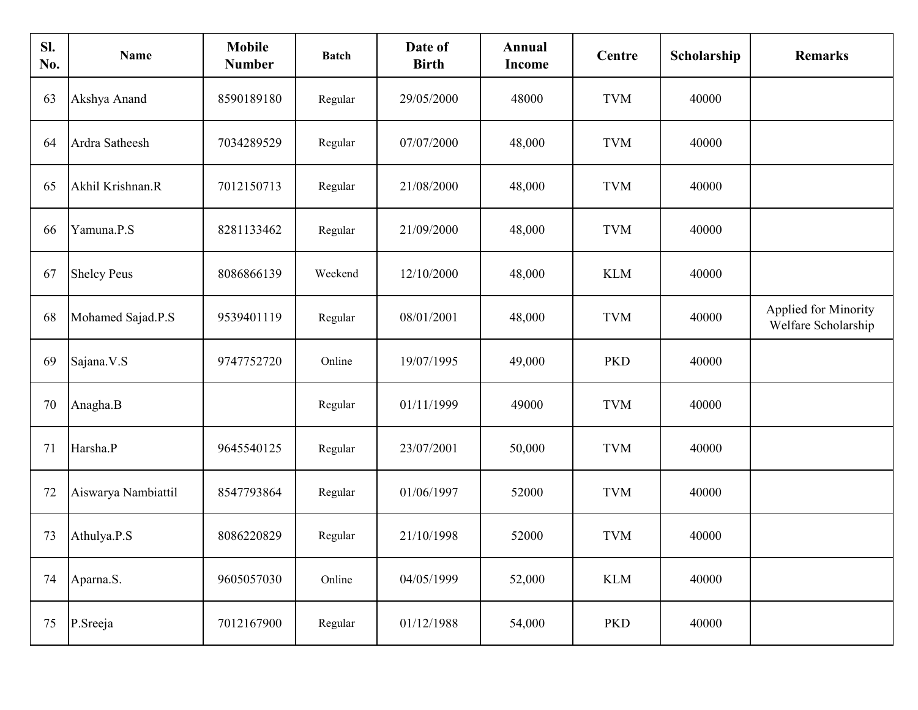| Sl. No. | Name | Mobile Number | Batch | Date of Birth | Annual Income | Centre | Scholarship | Remarks |
|---|---|---|---|---|---|---|---|---|
| 63 | Akshya Anand | 8590189180 | Regular | 29/05/2000 | 48000 | TVM | 40000 | |
| 64 | Ardra Satheesh | 7034289529 | Regular | 07/07/2000 | 48,000 | TVM | 40000 | |
| 65 | Akhil Krishnan.R | 7012150713 | Regular | 21/08/2000 | 48,000 | TVM | 40000 | |
| 66 | Yamuna.P.S | 8281133462 | Regular | 21/09/2000 | 48,000 | TVM | 40000 | |
| 67 | Shelcy Peus | 8086866139 | Weekend | 12/10/2000 | 48,000 | KLM | 40000 | |
| 68 | Mohamed Sajad.P.S | 9539401119 | Regular | 08/01/2001 | 48,000 | TVM | 40000 | Applied for Minority Welfare Scholarship |
| 69 | Sajana.V.S | 9747752720 | Online | 19/07/1995 | 49,000 | PKD | 40000 | |
| 70 | Anagha.B | | Regular | 01/11/1999 | 49000 | TVM | 40000 | |
| 71 | Harsha.P | 9645540125 | Regular | 23/07/2001 | 50,000 | TVM | 40000 | |
| 72 | Aiswarya Nambiattil | 8547793864 | Regular | 01/06/1997 | 52000 | TVM | 40000 | |
| 73 | Athulya.P.S | 8086220829 | Regular | 21/10/1998 | 52000 | TVM | 40000 | |
| 74 | Aparna.S. | 9605057030 | Online | 04/05/1999 | 52,000 | KLM | 40000 | |
| 75 | P.Sreeja | 7012167900 | Regular | 01/12/1988 | 54,000 | PKD | 40000 | |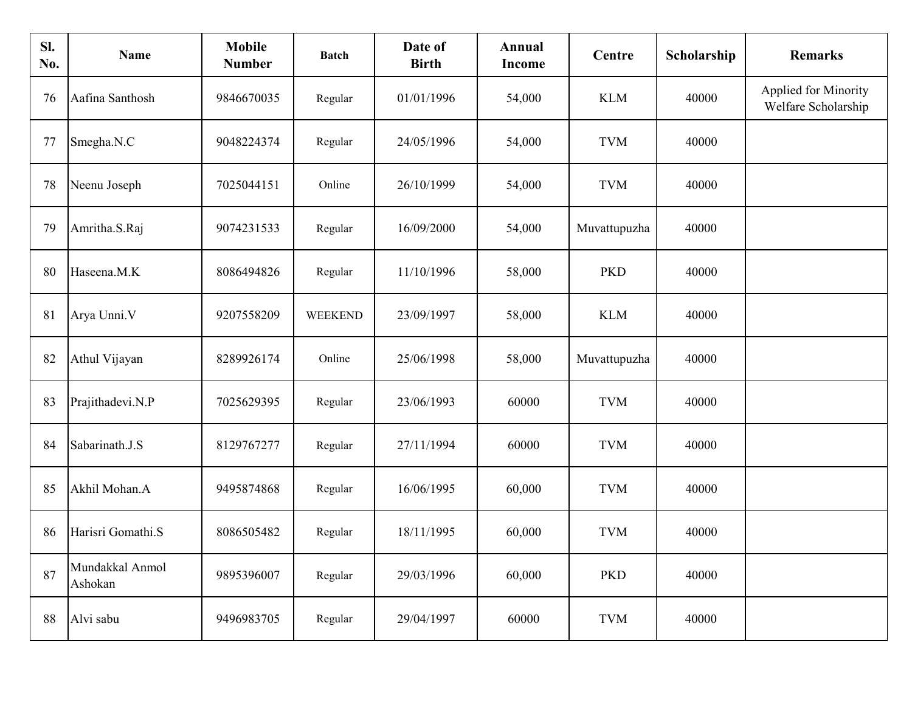| Sl. No. | Name | Mobile Number | Batch | Date of Birth | Annual Income | Centre | Scholarship | Remarks |
|---|---|---|---|---|---|---|---|---|
| 76 | Aafina Santhosh | 9846670035 | Regular | 01/01/1996 | 54,000 | KLM | 40000 | Applied for Minority Welfare Scholarship |
| 77 | Smegha.N.C | 9048224374 | Regular | 24/05/1996 | 54,000 | TVM | 40000 | |
| 78 | Neenu Joseph | 7025044151 | Online | 26/10/1999 | 54,000 | TVM | 40000 | |
| 79 | Amritha.S.Raj | 9074231533 | Regular | 16/09/2000 | 54,000 | Muvattupuzha | 40000 | |
| 80 | Haseena.M.K | 8086494826 | Regular | 11/10/1996 | 58,000 | PKD | 40000 | |
| 81 | Arya Unni.V | 9207558209 | WEEKEND | 23/09/1997 | 58,000 | KLM | 40000 | |
| 82 | Athul Vijayan | 8289926174 | Online | 25/06/1998 | 58,000 | Muvattupuzha | 40000 | |
| 83 | Prajithadevi.N.P | 7025629395 | Regular | 23/06/1993 | 60000 | TVM | 40000 | |
| 84 | Sabarinath.J.S | 8129767277 | Regular | 27/11/1994 | 60000 | TVM | 40000 | |
| 85 | Akhil Mohan.A | 9495874868 | Regular | 16/06/1995 | 60,000 | TVM | 40000 | |
| 86 | Harisri Gomathi.S | 8086505482 | Regular | 18/11/1995 | 60,000 | TVM | 40000 | |
| 87 | Mundakkal Anmol Ashokan | 9895396007 | Regular | 29/03/1996 | 60,000 | PKD | 40000 | |
| 88 | Alvi sabu | 9496983705 | Regular | 29/04/1997 | 60000 | TVM | 40000 | |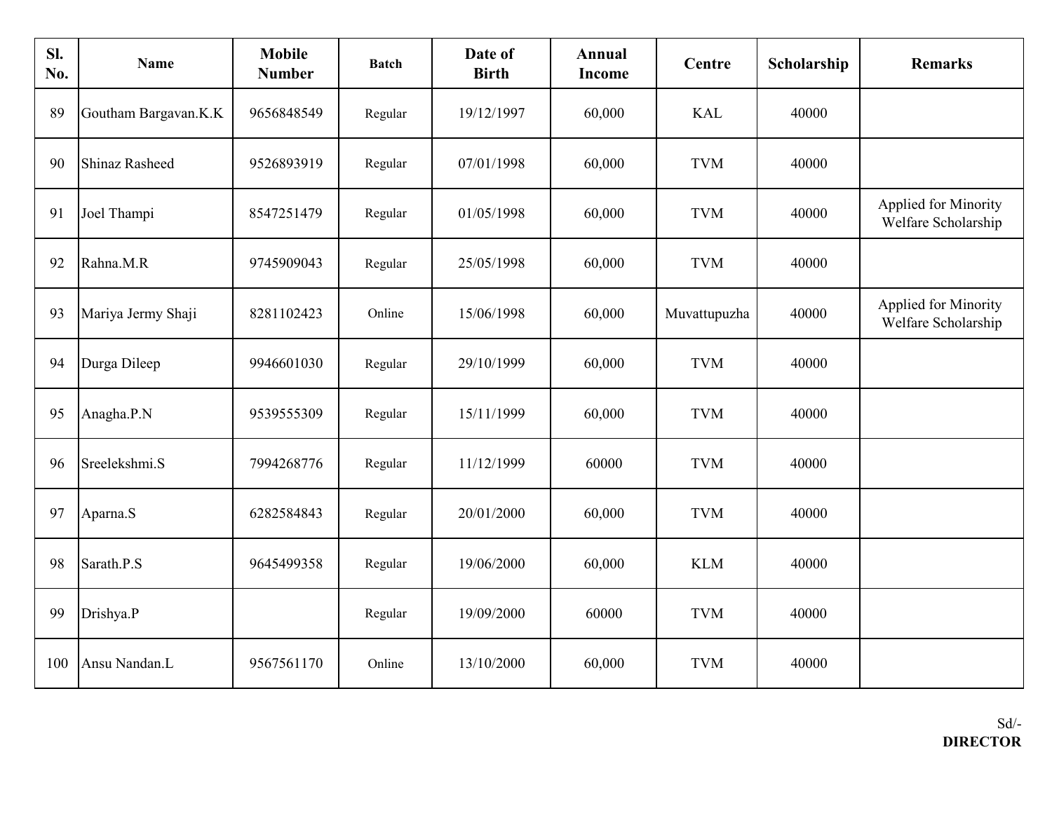| Sl. No. | Name | Mobile Number | Batch | Date of Birth | Annual Income | Centre | Scholarship | Remarks |
|---|---|---|---|---|---|---|---|---|
| 89 | Goutham Bargavan.K.K | 9656848549 | Regular | 19/12/1997 | 60,000 | KAL | 40000 | |
| 90 | Shinaz Rasheed | 9526893919 | Regular | 07/01/1998 | 60,000 | TVM | 40000 | |
| 91 | Joel Thampi | 8547251479 | Regular | 01/05/1998 | 60,000 | TVM | 40000 | Applied for Minority Welfare Scholarship |
| 92 | Rahna.M.R | 9745909043 | Regular | 25/05/1998 | 60,000 | TVM | 40000 | |
| 93 | Mariya Jermy Shaji | 8281102423 | Online | 15/06/1998 | 60,000 | Muvattupuzha | 40000 | Applied for Minority Welfare Scholarship |
| 94 | Durga Dileep | 9946601030 | Regular | 29/10/1999 | 60,000 | TVM | 40000 | |
| 95 | Anagha.P.N | 9539555309 | Regular | 15/11/1999 | 60,000 | TVM | 40000 | |
| 96 | Sreelekshmi.S | 7994268776 | Regular | 11/12/1999 | 60000 | TVM | 40000 | |
| 97 | Aparna.S | 6282584843 | Regular | 20/01/2000 | 60,000 | TVM | 40000 | |
| 98 | Sarath.P.S | 9645499358 | Regular | 19/06/2000 | 60,000 | KLM | 40000 | |
| 99 | Drishya.P | | Regular | 19/09/2000 | 60000 | TVM | 40000 | |
| 100 | Ansu Nandan.L | 9567561170 | Online | 13/10/2000 | 60,000 | TVM | 40000 | |

Sd/-
**DIRECTOR**